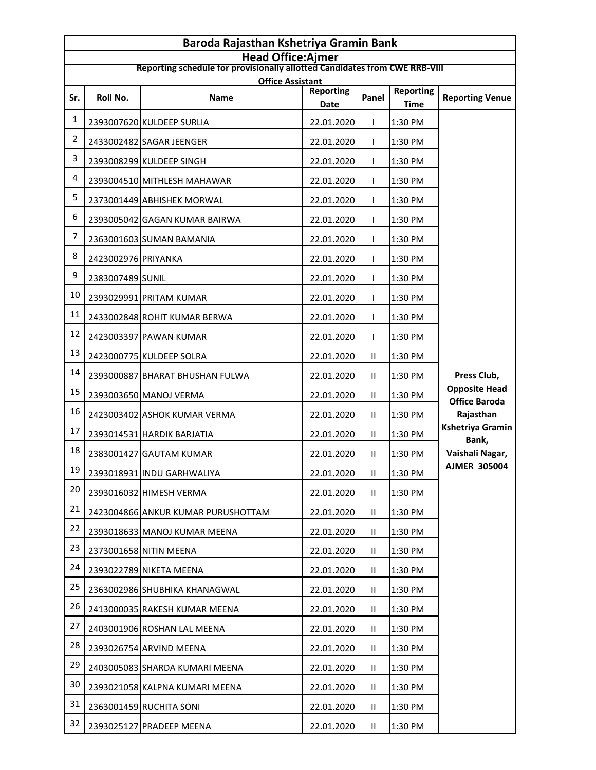# Baroda Rajasthan Kshetriya Gramin Bank

## Head Office:Ajmer

**Reporting schedule for provisionally allotted Candidates from CWE RRB-VIII**

**Office Assistant**

| Sr. | Roll No. | Name | Reporting Date | Panel | Reporting Time | Reporting Venue |
|---|---|---|---|---|---|---|
| 1 | 2393007620 | KULDEEP SURLIA | 22.01.2020 | I | 1:30 PM | Press Club, Opposite Head Office Baroda Rajasthan Kshetriya Gramin Bank, Vaishali Nagar, AJMER 305004 |
| 2 | 2433002482 | SAGAR JEENGER | 22.01.2020 | I | 1:30 PM | |
| 3 | 2393008299 | KULDEEP SINGH | 22.01.2020 | I | 1:30 PM | |
| 4 | 2393004510 | MITHLESH MAHAWAR | 22.01.2020 | I | 1:30 PM | |
| 5 | 2373001449 | ABHISHEK MORWAL | 22.01.2020 | I | 1:30 PM | |
| 6 | 2393005042 | GAGAN KUMAR BAIRWA | 22.01.2020 | I | 1:30 PM | |
| 7 | 2363001603 | SUMAN BAMANIA | 22.01.2020 | I | 1:30 PM | |
| 8 | 2423002976 | PRIYANKA | 22.01.2020 | I | 1:30 PM | |
| 9 | 2383007489 | SUNIL | 22.01.2020 | I | 1:30 PM | |
| 10 | 2393029991 | PRITAM KUMAR | 22.01.2020 | I | 1:30 PM | |
| 11 | 2433002848 | ROHIT KUMAR BERWA | 22.01.2020 | I | 1:30 PM | |
| 12 | 2423003397 | PAWAN KUMAR | 22.01.2020 | I | 1:30 PM | |
| 13 | 2423000775 | KULDEEP SOLRA | 22.01.2020 | II | 1:30 PM | |
| 14 | 2393000887 | BHARAT BHUSHAN FULWA | 22.01.2020 | II | 1:30 PM | |
| 15 | 2393003650 | MANOJ VERMA | 22.01.2020 | II | 1:30 PM | |
| 16 | 2423003402 | ASHOK KUMAR VERMA | 22.01.2020 | II | 1:30 PM | |
| 17 | 2393014531 | HARDIK BARJATIA | 22.01.2020 | II | 1:30 PM | |
| 18 | 2383001427 | GAUTAM KUMAR | 22.01.2020 | II | 1:30 PM | |
| 19 | 2393018931 | INDU GARHWALIYA | 22.01.2020 | II | 1:30 PM | |
| 20 | 2393016032 | HIMESH VERMA | 22.01.2020 | II | 1:30 PM | |
| 21 | 2423004866 | ANKUR KUMAR PURUSHOTTAM | 22.01.2020 | II | 1:30 PM | |
| 22 | 2393018633 | MANOJ KUMAR MEENA | 22.01.2020 | II | 1:30 PM | |
| 23 | 2373001658 | NITIN MEENA | 22.01.2020 | II | 1:30 PM | |
| 24 | 2393022789 | NIKETA MEENA | 22.01.2020 | II | 1:30 PM | |
| 25 | 2363002986 | SHUBHIKA KHANAGWAL | 22.01.2020 | II | 1:30 PM | |
| 26 | 2413000035 | RAKESH KUMAR MEENA | 22.01.2020 | II | 1:30 PM | |
| 27 | 2403001906 | ROSHAN LAL MEENA | 22.01.2020 | II | 1:30 PM | |
| 28 | 2393026754 | ARVIND MEENA | 22.01.2020 | II | 1:30 PM | |
| 29 | 2403005083 | SHARDA KUMARI MEENA | 22.01.2020 | II | 1:30 PM | |
| 30 | 2393021058 | KALPNA KUMARI MEENA | 22.01.2020 | II | 1:30 PM | |
| 31 | 2363001459 | RUCHITA SONI | 22.01.2020 | II | 1:30 PM | |
| 32 | 2393025127 | PRADEEP MEENA | 22.01.2020 | II | 1:30 PM | |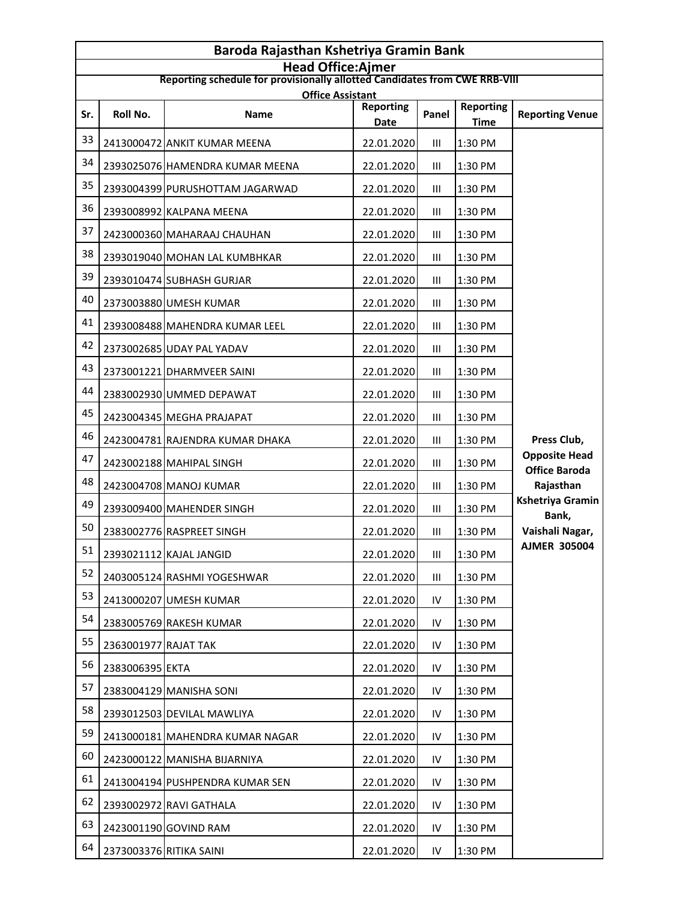# Baroda Rajasthan Kshetriya Gramin Bank

## Head Office:Ajmer

**Reporting schedule for provisionally allotted Candidates from CWE RRB-VIII**

**Office Assistant**

| Sr. | Roll No. | Name | Reporting Date | Panel | Reporting Time | Reporting Venue |
|---|---|---|---|---|---|---|
| 33 | 2413000472 | ANKIT KUMAR MEENA | 22.01.2020 | III | 1:30 PM | Press Club, Opposite Head Office Baroda Rajasthan Kshetriya Gramin Bank, Vaishali Nagar, AJMER 305004 |
| 34 | 2393025076 | HAMENDRA KUMAR MEENA | 22.01.2020 | III | 1:30 PM | |
| 35 | 2393004399 | PURUSHOTTAM JAGARWAD | 22.01.2020 | III | 1:30 PM | |
| 36 | 2393008992 | KALPANA MEENA | 22.01.2020 | III | 1:30 PM | |
| 37 | 2423000360 | MAHARAAJ CHAUHAN | 22.01.2020 | III | 1:30 PM | |
| 38 | 2393019040 | MOHAN LAL KUMBHKAR | 22.01.2020 | III | 1:30 PM | |
| 39 | 2393010474 | SUBHASH GURJAR | 22.01.2020 | III | 1:30 PM | |
| 40 | 2373003880 | UMESH KUMAR | 22.01.2020 | III | 1:30 PM | |
| 41 | 2393008488 | MAHENDRA KUMAR LEEL | 22.01.2020 | III | 1:30 PM | |
| 42 | 2373002685 | UDAY PAL YADAV | 22.01.2020 | III | 1:30 PM | |
| 43 | 2373001221 | DHARMVEER SAINI | 22.01.2020 | III | 1:30 PM | |
| 44 | 2383002930 | UMMED DEPAWAT | 22.01.2020 | III | 1:30 PM | |
| 45 | 2423004345 | MEGHA PRAJAPAT | 22.01.2020 | III | 1:30 PM | |
| 46 | 2423004781 | RAJENDRA KUMAR DHAKA | 22.01.2020 | III | 1:30 PM | |
| 47 | 2423002188 | MAHIPAL SINGH | 22.01.2020 | III | 1:30 PM | |
| 48 | 2423004708 | MANOJ KUMAR | 22.01.2020 | III | 1:30 PM | |
| 49 | 2393009400 | MAHENDER SINGH | 22.01.2020 | III | 1:30 PM | |
| 50 | 2383002776 | RASPREET SINGH | 22.01.2020 | III | 1:30 PM | |
| 51 | 2393021112 | KAJAL JANGID | 22.01.2020 | III | 1:30 PM | |
| 52 | 2403005124 | RASHMI YOGESHWAR | 22.01.2020 | III | 1:30 PM | |
| 53 | 2413000207 | UMESH KUMAR | 22.01.2020 | IV | 1:30 PM | |
| 54 | 2383005769 | RAKESH KUMAR | 22.01.2020 | IV | 1:30 PM | |
| 55 | 2363001977 | RAJAT TAK | 22.01.2020 | IV | 1:30 PM | |
| 56 | 2383006395 | EKTA | 22.01.2020 | IV | 1:30 PM | |
| 57 | 2383004129 | MANISHA SONI | 22.01.2020 | IV | 1:30 PM | |
| 58 | 2393012503 | DEVILAL MAWLIYA | 22.01.2020 | IV | 1:30 PM | |
| 59 | 2413000181 | MAHENDRA KUMAR NAGAR | 22.01.2020 | IV | 1:30 PM | |
| 60 | 2423000122 | MANISHA BIJARNIYA | 22.01.2020 | IV | 1:30 PM | |
| 61 | 2413004194 | PUSHPENDRA KUMAR SEN | 22.01.2020 | IV | 1:30 PM | |
| 62 | 2393002972 | RAVI GATHALA | 22.01.2020 | IV | 1:30 PM | |
| 63 | 2423001190 | GOVIND RAM | 22.01.2020 | IV | 1:30 PM | |
| 64 | 2373003376 | RITIKA SAINI | 22.01.2020 | IV | 1:30 PM | |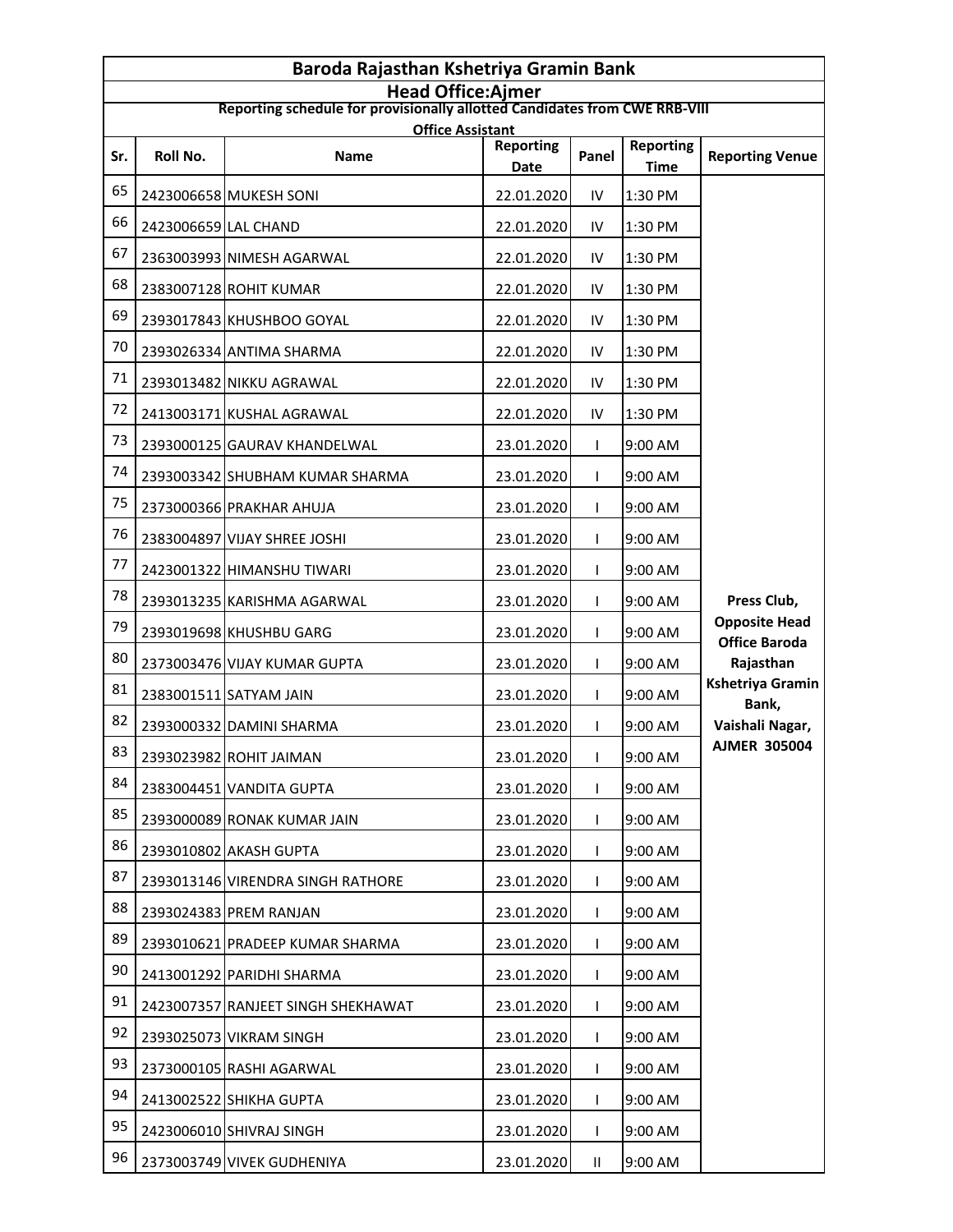# Baroda Rajasthan Kshetriya Gramin Bank

## Head Office:Ajmer

### Reporting schedule for provisionally allotted Candidates from CWE RRB-VIII

### Office Assistant

| Sr. | Roll No. | Name | Reporting Date | Panel | Reporting Time | Reporting Venue |
|---|---|---|---|---|---|---|
| 65 | 2423006658 | MUKESH SONI | 22.01.2020 | IV | 1:30 PM | Press Club, Opposite Head Office Baroda Rajasthan Kshetriya Gramin Bank, Vaishali Nagar, AJMER 305004 |
| 66 | 2423006659 | LAL CHAND | 22.01.2020 | IV | 1:30 PM | |
| 67 | 2363003993 | NIMESH AGARWAL | 22.01.2020 | IV | 1:30 PM | |
| 68 | 2383007128 | ROHIT KUMAR | 22.01.2020 | IV | 1:30 PM | |
| 69 | 2393017843 | KHUSHBOO GOYAL | 22.01.2020 | IV | 1:30 PM | |
| 70 | 2393026334 | ANTIMA SHARMA | 22.01.2020 | IV | 1:30 PM | |
| 71 | 2393013482 | NIKKU AGRAWAL | 22.01.2020 | IV | 1:30 PM | |
| 72 | 2413003171 | KUSHAL AGRAWAL | 22.01.2020 | IV | 1:30 PM | |
| 73 | 2393000125 | GAURAV KHANDELWAL | 23.01.2020 | I | 9:00 AM | |
| 74 | 2393003342 | SHUBHAM KUMAR SHARMA | 23.01.2020 | I | 9:00 AM | |
| 75 | 2373000366 | PRAKHAR AHUJA | 23.01.2020 | I | 9:00 AM | |
| 76 | 2383004897 | VIJAY SHREE JOSHI | 23.01.2020 | I | 9:00 AM | |
| 77 | 2423001322 | HIMANSHU TIWARI | 23.01.2020 | I | 9:00 AM | |
| 78 | 2393013235 | KARISHMA AGARWAL | 23.01.2020 | I | 9:00 AM | |
| 79 | 2393019698 | KHUSHBU GARG | 23.01.2020 | I | 9:00 AM | |
| 80 | 2373003476 | VIJAY KUMAR GUPTA | 23.01.2020 | I | 9:00 AM | |
| 81 | 2383001511 | SATYAM JAIN | 23.01.2020 | I | 9:00 AM | |
| 82 | 2393000332 | DAMINI SHARMA | 23.01.2020 | I | 9:00 AM | |
| 83 | 2393023982 | ROHIT JAIMAN | 23.01.2020 | I | 9:00 AM | |
| 84 | 2383004451 | VANDITA GUPTA | 23.01.2020 | I | 9:00 AM | |
| 85 | 2393000089 | RONAK KUMAR JAIN | 23.01.2020 | I | 9:00 AM | |
| 86 | 2393010802 | AKASH GUPTA | 23.01.2020 | I | 9:00 AM | |
| 87 | 2393013146 | VIRENDRA SINGH RATHORE | 23.01.2020 | I | 9:00 AM | |
| 88 | 2393024383 | PREM RANJAN | 23.01.2020 | I | 9:00 AM | |
| 89 | 2393010621 | PRADEEP KUMAR SHARMA | 23.01.2020 | I | 9:00 AM | |
| 90 | 2413001292 | PARIDHI SHARMA | 23.01.2020 | I | 9:00 AM | |
| 91 | 2423007357 | RANJEET SINGH SHEKHAWAT | 23.01.2020 | I | 9:00 AM | |
| 92 | 2393025073 | VIKRAM SINGH | 23.01.2020 | I | 9:00 AM | |
| 93 | 2373000105 | RASHI AGARWAL | 23.01.2020 | I | 9:00 AM | |
| 94 | 2413002522 | SHIKHA GUPTA | 23.01.2020 | I | 9:00 AM | |
| 95 | 2423006010 | SHIVRAJ SINGH | 23.01.2020 | I | 9:00 AM | |
| 96 | 2373003749 | VIVEK GUDHENIYA | 23.01.2020 | II | 9:00 AM | |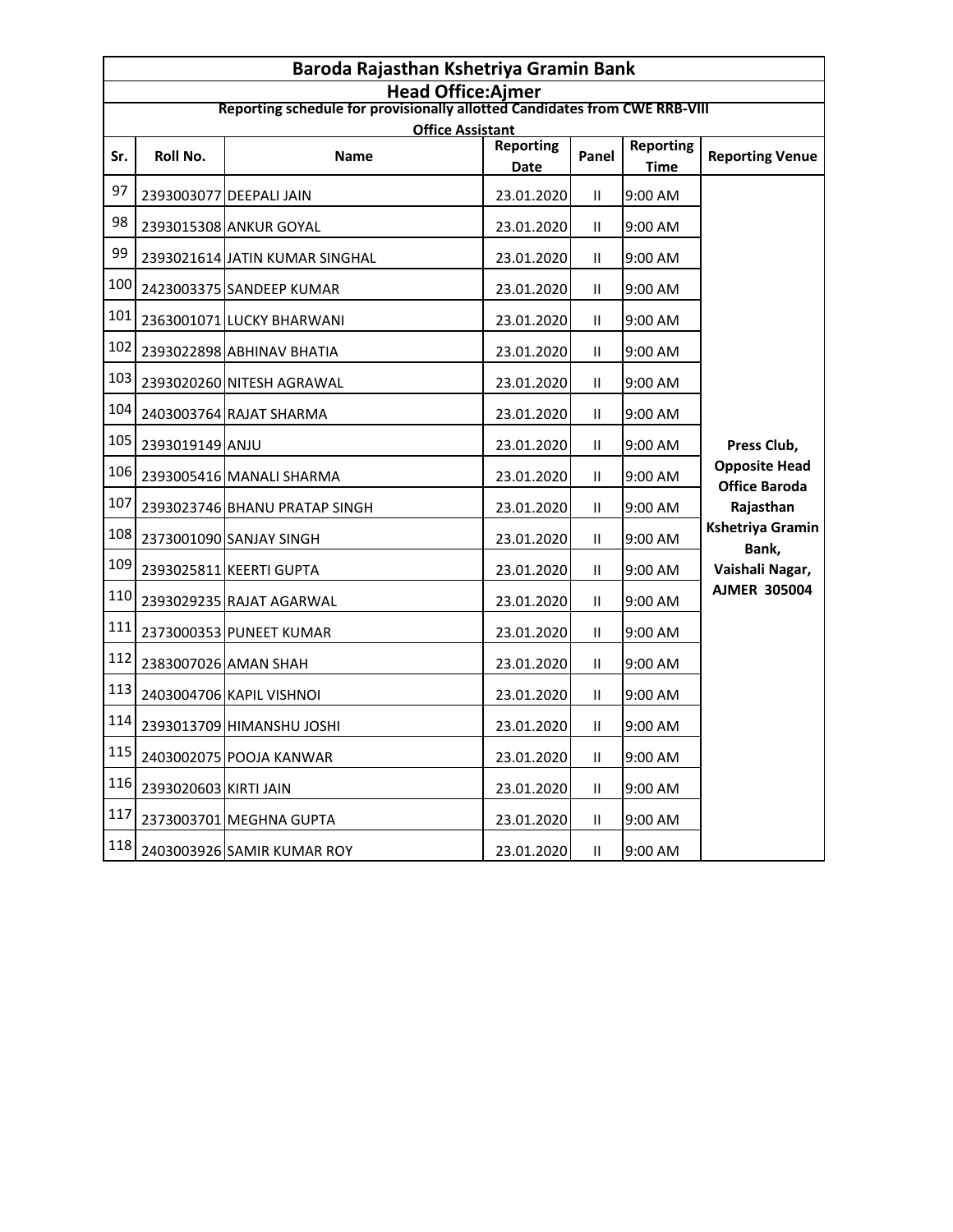# Baroda Rajasthan Kshetriya Gramin Bank

## Head Office:Ajmer

### Reporting schedule for provisionally allotted Candidates from CWE RRB-VIII

### Office Assistant

| Sr. | Roll No. | Name | Reporting Date | Panel | Reporting Time | Reporting Venue |
|---|---|---|---|---|---|---|
| 97 | 2393003077 | DEEPALI JAIN | 23.01.2020 | II | 9:00 AM | Press Club, Opposite Head Office Baroda Rajasthan Kshetriya Gramin Bank, Vaishali Nagar, AJMER 305004 |
| 98 | 2393015308 | ANKUR GOYAL | 23.01.2020 | II | 9:00 AM | |
| 99 | 2393021614 | JATIN KUMAR SINGHAL | 23.01.2020 | II | 9:00 AM | |
| 100 | 2423003375 | SANDEEP KUMAR | 23.01.2020 | II | 9:00 AM | |
| 101 | 2363001071 | LUCKY BHARWANI | 23.01.2020 | II | 9:00 AM | |
| 102 | 2393022898 | ABHINAV BHATIA | 23.01.2020 | II | 9:00 AM | |
| 103 | 2393020260 | NITESH AGRAWAL | 23.01.2020 | II | 9:00 AM | |
| 104 | 2403003764 | RAJAT SHARMA | 23.01.2020 | II | 9:00 AM | |
| 105 | 2393019149 | ANJU | 23.01.2020 | II | 9:00 AM | |
| 106 | 2393005416 | MANALI SHARMA | 23.01.2020 | II | 9:00 AM | |
| 107 | 2393023746 | BHANU PRATAP SINGH | 23.01.2020 | II | 9:00 AM | |
| 108 | 2373001090 | SANJAY SINGH | 23.01.2020 | II | 9:00 AM | |
| 109 | 2393025811 | KEERTI GUPTA | 23.01.2020 | II | 9:00 AM | |
| 110 | 2393029235 | RAJAT AGARWAL | 23.01.2020 | II | 9:00 AM | |
| 111 | 2373000353 | PUNEET KUMAR | 23.01.2020 | II | 9:00 AM | |
| 112 | 2383007026 | AMAN SHAH | 23.01.2020 | II | 9:00 AM | |
| 113 | 2403004706 | KAPIL VISHNOI | 23.01.2020 | II | 9:00 AM | |
| 114 | 2393013709 | HIMANSHU JOSHI | 23.01.2020 | II | 9:00 AM | |
| 115 | 2403002075 | POOJA KANWAR | 23.01.2020 | II | 9:00 AM | |
| 116 | 2393020603 | KIRTI JAIN | 23.01.2020 | II | 9:00 AM | |
| 117 | 2373003701 | MEGHNA GUPTA | 23.01.2020 | II | 9:00 AM | |
| 118 | 2403003926 | SAMIR KUMAR ROY | 23.01.2020 | II | 9:00 AM | |